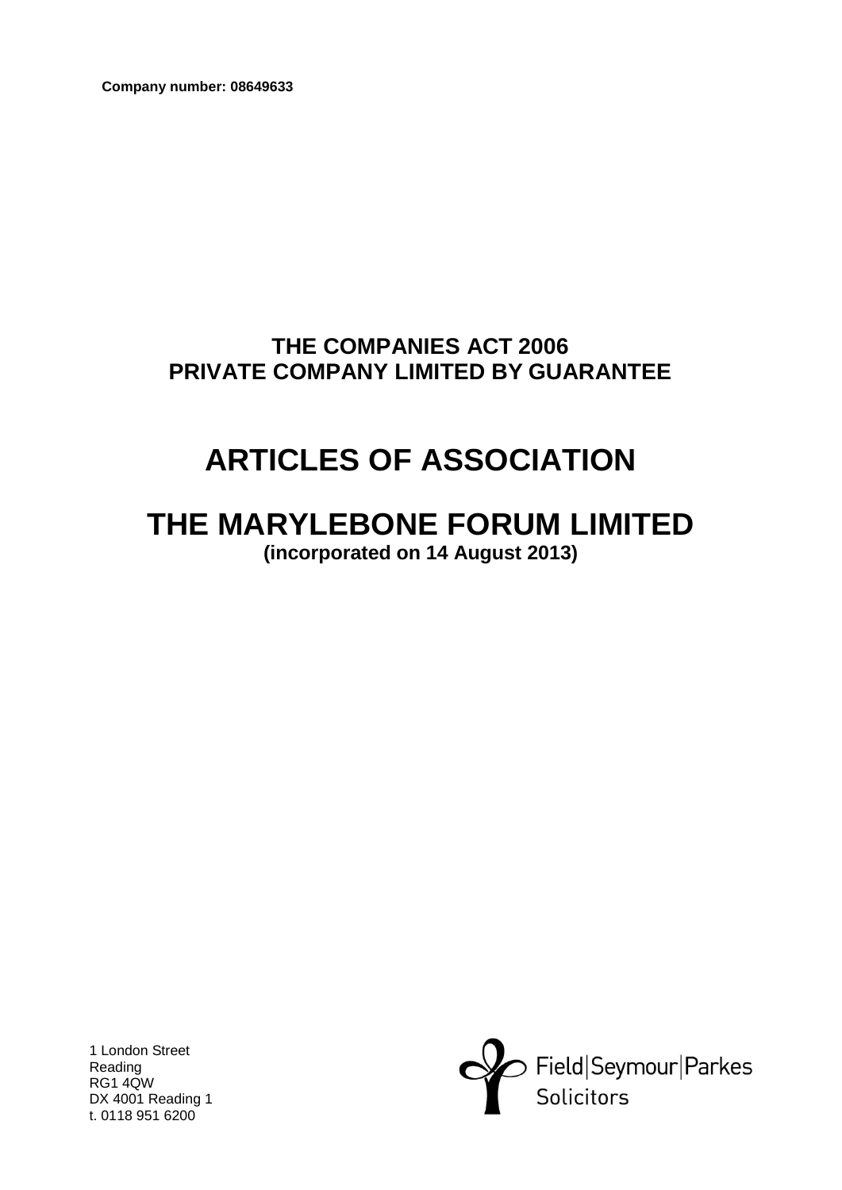**Company number: 08649633**

## THE COMPANIES ACT 2006
## PRIVATE COMPANY LIMITED BY GUARANTEE

# ARTICLES OF ASSOCIATION

# THE MARYLEBONE FORUM LIMITED

**(incorporated on 14 August 2013)**

1 London Street
Reading
RG1 4QW
DX 4001 Reading 1
t. 0118 951 6200

Field|Seymour|Parkes
Solicitors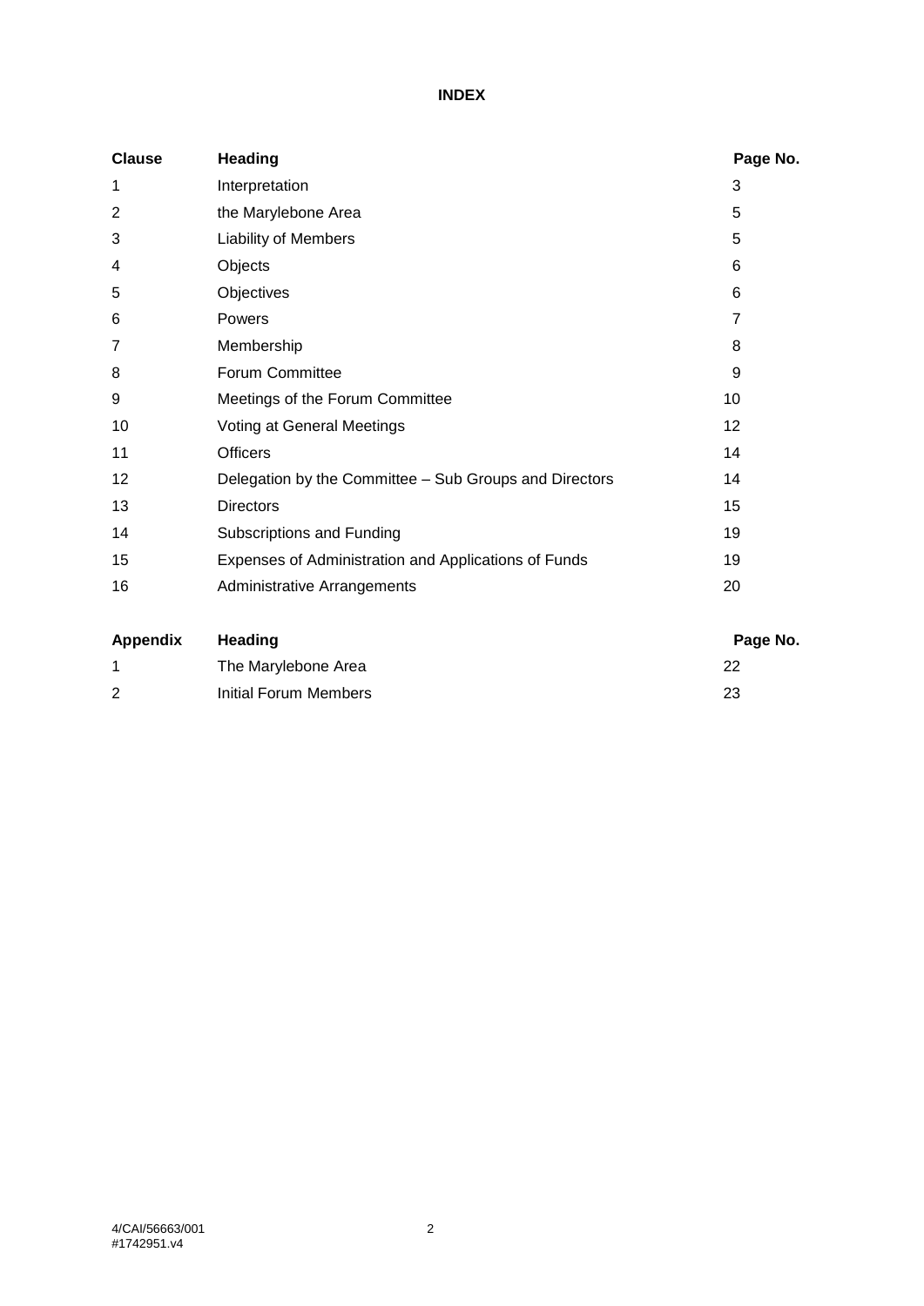**INDEX**

| Clause | Heading | Page No. |
|---|---|---|
| 1 | Interpretation | 3 |
| 2 | the Marylebone Area | 5 |
| 3 | Liability of Members | 5 |
| 4 | Objects | 6 |
| 5 | Objectives | 6 |
| 6 | Powers | 7 |
| 7 | Membership | 8 |
| 8 | Forum Committee | 9 |
| 9 | Meetings of the Forum Committee | 10 |
| 10 | Voting at General Meetings | 12 |
| 11 | Officers | 14 |
| 12 | Delegation by the Committee – Sub Groups and Directors | 14 |
| 13 | Directors | 15 |
| 14 | Subscriptions and Funding | 19 |
| 15 | Expenses of Administration and Applications of Funds | 19 |
| 16 | Administrative Arrangements | 20 |

| Appendix | Heading | Page No. |
|---|---|---|
| 1 | The Marylebone Area | 22 |
| 2 | Initial Forum Members | 23 |

4/CAI/56663/001
#1742951.v4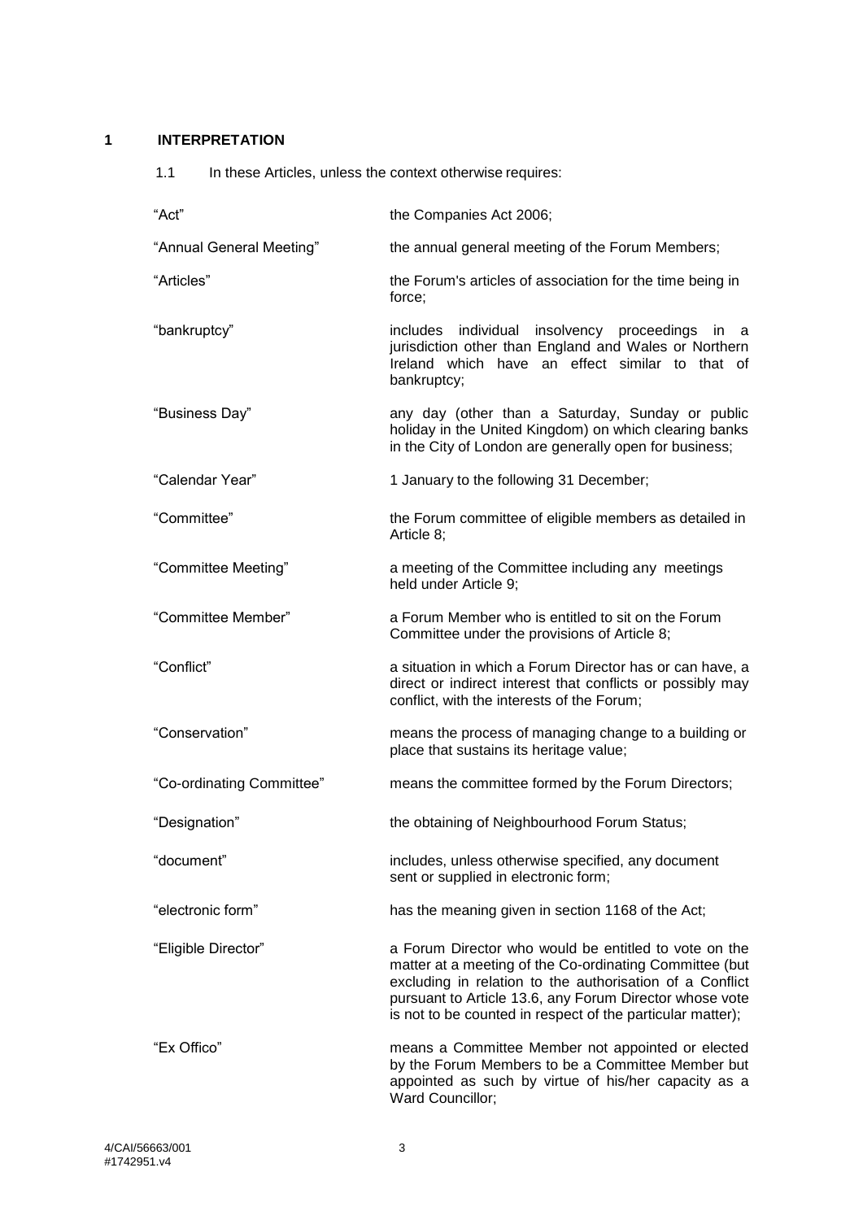# 1 INTERPRETATION

1.1 In these Articles, unless the context otherwise requires:

| | |
|---|---|
| "Act" | the Companies Act 2006; |
| "Annual General Meeting" | the annual general meeting of the Forum Members; |
| "Articles" | the Forum's articles of association for the time being in force; |
| "bankruptcy" | includes individual insolvency proceedings in a jurisdiction other than England and Wales or Northern Ireland which have an effect similar to that of bankruptcy; |
| "Business Day" | any day (other than a Saturday, Sunday or public holiday in the United Kingdom) on which clearing banks in the City of London are generally open for business; |
| "Calendar Year" | 1 January to the following 31 December; |
| "Committee" | the Forum committee of eligible members as detailed in Article 8; |
| "Committee Meeting" | a meeting of the Committee including any meetings held under Article 9; |
| "Committee Member" | a Forum Member who is entitled to sit on the Forum Committee under the provisions of Article 8; |
| "Conflict" | a situation in which a Forum Director has or can have, a direct or indirect interest that conflicts or possibly may conflict, with the interests of the Forum; |
| "Conservation" | means the process of managing change to a building or place that sustains its heritage value; |
| "Co-ordinating Committee" | means the committee formed by the Forum Directors; |
| "Designation" | the obtaining of Neighbourhood Forum Status; |
| "document" | includes, unless otherwise specified, any document sent or supplied in electronic form; |
| "electronic form" | has the meaning given in section 1168 of the Act; |
| "Eligible Director" | a Forum Director who would be entitled to vote on the matter at a meeting of the Co-ordinating Committee (but excluding in relation to the authorisation of a Conflict pursuant to Article 13.6, any Forum Director whose vote is not to be counted in respect of the particular matter); |
| "Ex Offico" | means a Committee Member not appointed or elected by the Forum Members to be a Committee Member but appointed as such by virtue of his/her capacity as a Ward Councillor; |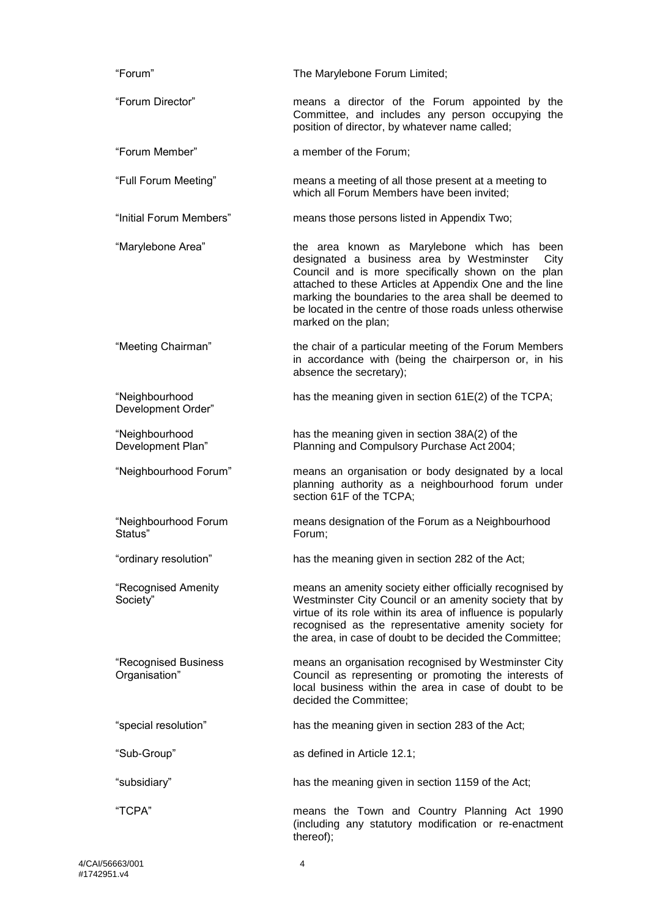| | |
|---|---|
| "Forum" | The Marylebone Forum Limited; |
| "Forum Director" | means a director of the Forum appointed by the Committee, and includes any person occupying the position of director, by whatever name called; |
| "Forum Member" | a member of the Forum; |
| "Full Forum Meeting" | means a meeting of all those present at a meeting to which all Forum Members have been invited; |
| "Initial Forum Members" | means those persons listed in Appendix Two; |
| "Marylebone Area" | the area known as Marylebone which has been designated a business area by Westminster City Council and is more specifically shown on the plan attached to these Articles at Appendix One and the line marking the boundaries to the area shall be deemed to be located in the centre of those roads unless otherwise marked on the plan; |
| "Meeting Chairman" | the chair of a particular meeting of the Forum Members in accordance with (being the chairperson or, in his absence the secretary); |
| "Neighbourhood Development Order" | has the meaning given in section 61E(2) of the TCPA; |
| "Neighbourhood Development Plan" | has the meaning given in section 38A(2) of the Planning and Compulsory Purchase Act 2004; |
| "Neighbourhood Forum" | means an organisation or body designated by a local planning authority as a neighbourhood forum under section 61F of the TCPA; |
| "Neighbourhood Forum Status" | means designation of the Forum as a Neighbourhood Forum; |
| "ordinary resolution" | has the meaning given in section 282 of the Act; |
| "Recognised Amenity Society" | means an amenity society either officially recognised by Westminster City Council or an amenity society that by virtue of its role within its area of influence is popularly recognised as the representative amenity society for the area, in case of doubt to be decided the Committee; |
| "Recognised Business Organisation" | means an organisation recognised by Westminster City Council as representing or promoting the interests of local business within the area in case of doubt to be decided the Committee; |
| "special resolution" | has the meaning given in section 283 of the Act; |
| "Sub-Group" | as defined in Article 12.1; |
| "subsidiary" | has the meaning given in section 1159 of the Act; |
| "TCPA" | means the Town and Country Planning Act 1990 (including any statutory modification or re-enactment thereof); |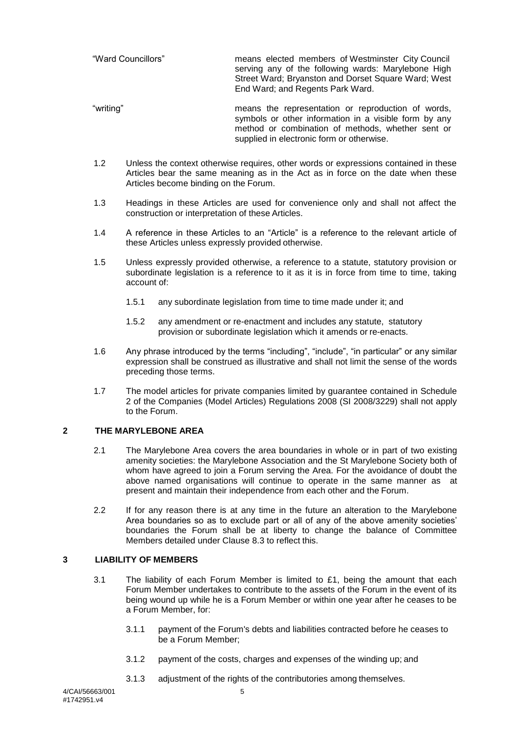"Ward Councillors" means elected members of Westminster City Council serving any of the following wards: Marylebone High Street Ward; Bryanston and Dorset Square Ward; West End Ward; and Regents Park Ward.

"writing" means the representation or reproduction of words, symbols or other information in a visible form by any method or combination of methods, whether sent or supplied in electronic form or otherwise.

1.2 Unless the context otherwise requires, other words or expressions contained in these Articles bear the same meaning as in the Act as in force on the date when these Articles become binding on the Forum.

1.3 Headings in these Articles are used for convenience only and shall not affect the construction or interpretation of these Articles.

1.4 A reference in these Articles to an "Article" is a reference to the relevant article of these Articles unless expressly provided otherwise.

1.5 Unless expressly provided otherwise, a reference to a statute, statutory provision or subordinate legislation is a reference to it as it is in force from time to time, taking account of:

1.5.1 any subordinate legislation from time to time made under it; and

1.5.2 any amendment or re-enactment and includes any statute, statutory provision or subordinate legislation which it amends or re-enacts.

1.6 Any phrase introduced by the terms "including", "include", "in particular" or any similar expression shall be construed as illustrative and shall not limit the sense of the words preceding those terms.

1.7 The model articles for private companies limited by guarantee contained in Schedule 2 of the Companies (Model Articles) Regulations 2008 (SI 2008/3229) shall not apply to the Forum.

## 2 THE MARYLEBONE AREA

2.1 The Marylebone Area covers the area boundaries in whole or in part of two existing amenity societies: the Marylebone Association and the St Marylebone Society both of whom have agreed to join a Forum serving the Area. For the avoidance of doubt the above named organisations will continue to operate in the same manner as at present and maintain their independence from each other and the Forum.

2.2 If for any reason there is at any time in the future an alteration to the Marylebone Area boundaries so as to exclude part or all of any of the above amenity societies' boundaries the Forum shall be at liberty to change the balance of Committee Members detailed under Clause 8.3 to reflect this.

## 3 LIABILITY OF MEMBERS

3.1 The liability of each Forum Member is limited to £1, being the amount that each Forum Member undertakes to contribute to the assets of the Forum in the event of its being wound up while he is a Forum Member or within one year after he ceases to be a Forum Member, for:

3.1.1 payment of the Forum's debts and liabilities contracted before he ceases to be a Forum Member;

3.1.2 payment of the costs, charges and expenses of the winding up; and

3.1.3 adjustment of the rights of the contributories among themselves.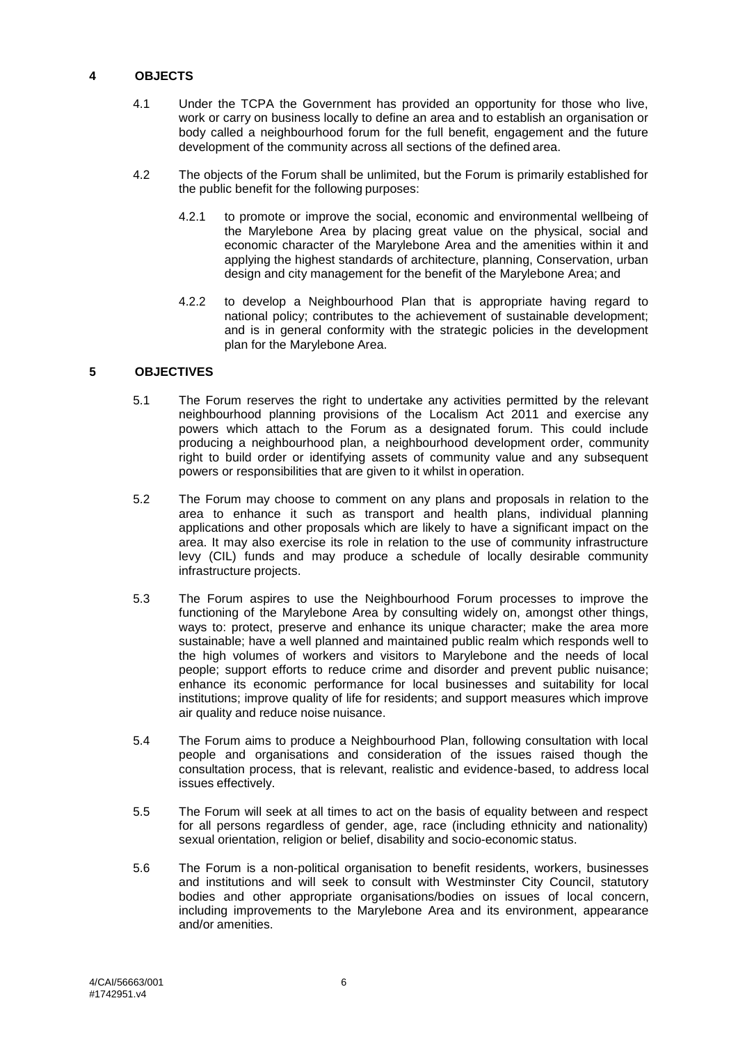## 4 OBJECTS

4.1 Under the TCPA the Government has provided an opportunity for those who live, work or carry on business locally to define an area and to establish an organisation or body called a neighbourhood forum for the full benefit, engagement and the future development of the community across all sections of the defined area.

4.2 The objects of the Forum shall be unlimited, but the Forum is primarily established for the public benefit for the following purposes:

4.2.1 to promote or improve the social, economic and environmental wellbeing of the Marylebone Area by placing great value on the physical, social and economic character of the Marylebone Area and the amenities within it and applying the highest standards of architecture, planning, Conservation, urban design and city management for the benefit of the Marylebone Area; and

4.2.2 to develop a Neighbourhood Plan that is appropriate having regard to national policy; contributes to the achievement of sustainable development; and is in general conformity with the strategic policies in the development plan for the Marylebone Area.

## 5 OBJECTIVES

5.1 The Forum reserves the right to undertake any activities permitted by the relevant neighbourhood planning provisions of the Localism Act 2011 and exercise any powers which attach to the Forum as a designated forum. This could include producing a neighbourhood plan, a neighbourhood development order, community right to build order or identifying assets of community value and any subsequent powers or responsibilities that are given to it whilst in operation.

5.2 The Forum may choose to comment on any plans and proposals in relation to the area to enhance it such as transport and health plans, individual planning applications and other proposals which are likely to have a significant impact on the area. It may also exercise its role in relation to the use of community infrastructure levy (CIL) funds and may produce a schedule of locally desirable community infrastructure projects.

5.3 The Forum aspires to use the Neighbourhood Forum processes to improve the functioning of the Marylebone Area by consulting widely on, amongst other things, ways to: protect, preserve and enhance its unique character; make the area more sustainable; have a well planned and maintained public realm which responds well to the high volumes of workers and visitors to Marylebone and the needs of local people; support efforts to reduce crime and disorder and prevent public nuisance; enhance its economic performance for local businesses and suitability for local institutions; improve quality of life for residents; and support measures which improve air quality and reduce noise nuisance.

5.4 The Forum aims to produce a Neighbourhood Plan, following consultation with local people and organisations and consideration of the issues raised though the consultation process, that is relevant, realistic and evidence-based, to address local issues effectively.

5.5 The Forum will seek at all times to act on the basis of equality between and respect for all persons regardless of gender, age, race (including ethnicity and nationality) sexual orientation, religion or belief, disability and socio-economic status.

5.6 The Forum is a non-political organisation to benefit residents, workers, businesses and institutions and will seek to consult with Westminster City Council, statutory bodies and other appropriate organisations/bodies on issues of local concern, including improvements to the Marylebone Area and its environment, appearance and/or amenities.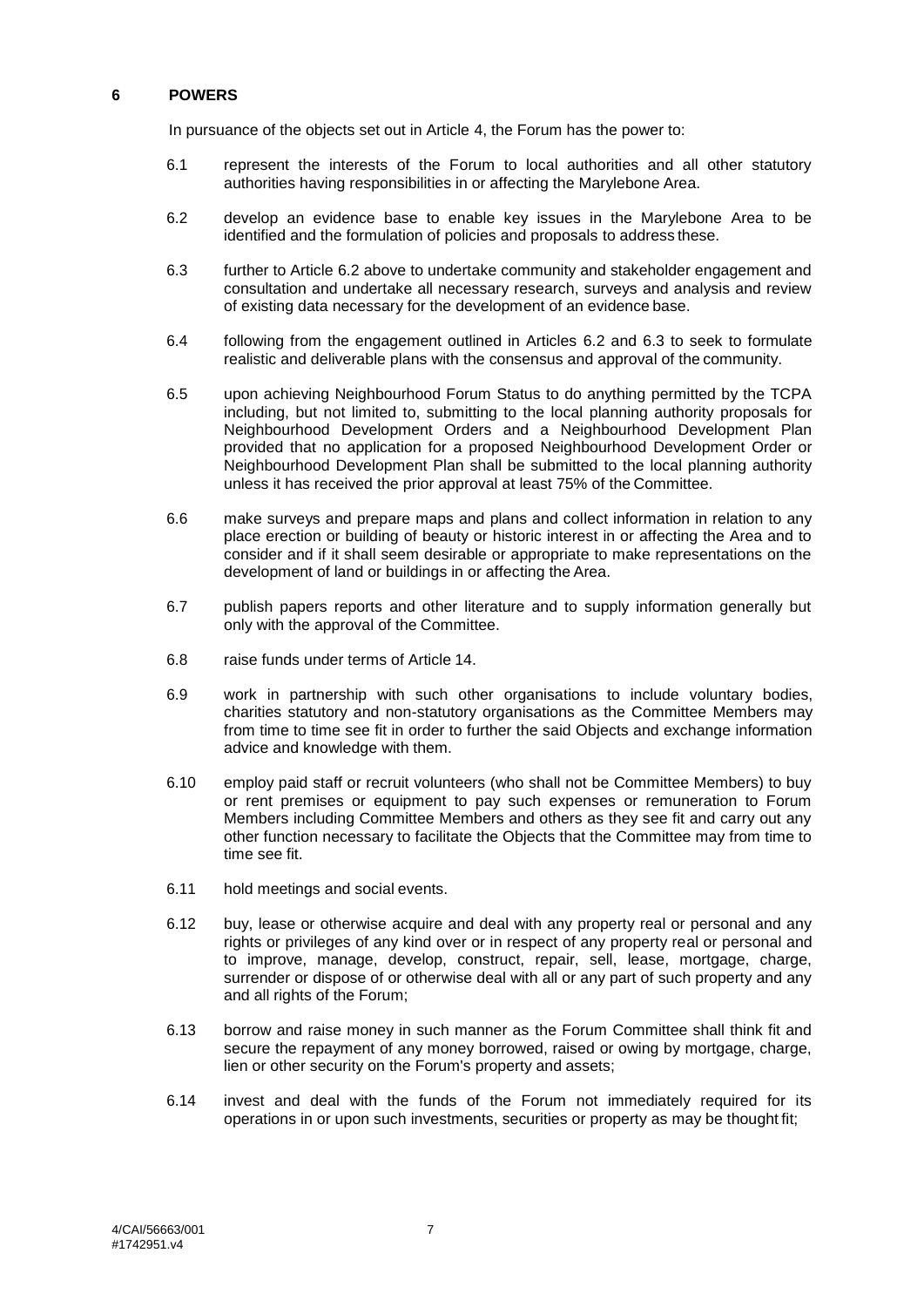## 6 POWERS

In pursuance of the objects set out in Article 4, the Forum has the power to:

6.1 represent the interests of the Forum to local authorities and all other statutory authorities having responsibilities in or affecting the Marylebone Area.

6.2 develop an evidence base to enable key issues in the Marylebone Area to be identified and the formulation of policies and proposals to address these.

6.3 further to Article 6.2 above to undertake community and stakeholder engagement and consultation and undertake all necessary research, surveys and analysis and review of existing data necessary for the development of an evidence base.

6.4 following from the engagement outlined in Articles 6.2 and 6.3 to seek to formulate realistic and deliverable plans with the consensus and approval of the community.

6.5 upon achieving Neighbourhood Forum Status to do anything permitted by the TCPA including, but not limited to, submitting to the local planning authority proposals for Neighbourhood Development Orders and a Neighbourhood Development Plan provided that no application for a proposed Neighbourhood Development Order or Neighbourhood Development Plan shall be submitted to the local planning authority unless it has received the prior approval at least 75% of the Committee.

6.6 make surveys and prepare maps and plans and collect information in relation to any place erection or building of beauty or historic interest in or affecting the Area and to consider and if it shall seem desirable or appropriate to make representations on the development of land or buildings in or affecting the Area.

6.7 publish papers reports and other literature and to supply information generally but only with the approval of the Committee.

6.8 raise funds under terms of Article 14.

6.9 work in partnership with such other organisations to include voluntary bodies, charities statutory and non-statutory organisations as the Committee Members may from time to time see fit in order to further the said Objects and exchange information advice and knowledge with them.

6.10 employ paid staff or recruit volunteers (who shall not be Committee Members) to buy or rent premises or equipment to pay such expenses or remuneration to Forum Members including Committee Members and others as they see fit and carry out any other function necessary to facilitate the Objects that the Committee may from time to time see fit.

6.11 hold meetings and social events.

6.12 buy, lease or otherwise acquire and deal with any property real or personal and any rights or privileges of any kind over or in respect of any property real or personal and to improve, manage, develop, construct, repair, sell, lease, mortgage, charge, surrender or dispose of or otherwise deal with all or any part of such property and any and all rights of the Forum;

6.13 borrow and raise money in such manner as the Forum Committee shall think fit and secure the repayment of any money borrowed, raised or owing by mortgage, charge, lien or other security on the Forum's property and assets;

6.14 invest and deal with the funds of the Forum not immediately required for its operations in or upon such investments, securities or property as may be thought fit;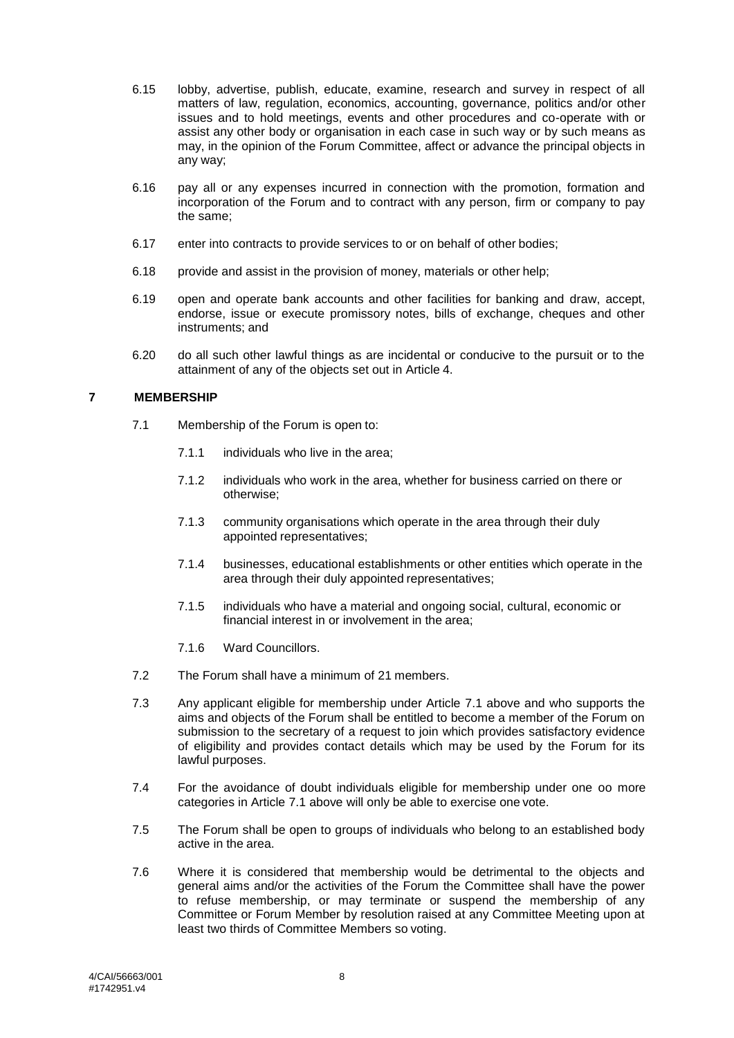6.15 lobby, advertise, publish, educate, examine, research and survey in respect of all matters of law, regulation, economics, accounting, governance, politics and/or other issues and to hold meetings, events and other procedures and co-operate with or assist any other body or organisation in each case in such way or by such means as may, in the opinion of the Forum Committee, affect or advance the principal objects in any way;

6.16 pay all or any expenses incurred in connection with the promotion, formation and incorporation of the Forum and to contract with any person, firm or company to pay the same;

6.17 enter into contracts to provide services to or on behalf of other bodies;

6.18 provide and assist in the provision of money, materials or other help;

6.19 open and operate bank accounts and other facilities for banking and draw, accept, endorse, issue or execute promissory notes, bills of exchange, cheques and other instruments; and

6.20 do all such other lawful things as are incidental or conducive to the pursuit or to the attainment of any of the objects set out in Article 4.

## 7 MEMBERSHIP

7.1 Membership of the Forum is open to:

7.1.1 individuals who live in the area;

7.1.2 individuals who work in the area, whether for business carried on there or otherwise;

7.1.3 community organisations which operate in the area through their duly appointed representatives;

7.1.4 businesses, educational establishments or other entities which operate in the area through their duly appointed representatives;

7.1.5 individuals who have a material and ongoing social, cultural, economic or financial interest in or involvement in the area;

7.1.6 Ward Councillors.

7.2 The Forum shall have a minimum of 21 members.

7.3 Any applicant eligible for membership under Article 7.1 above and who supports the aims and objects of the Forum shall be entitled to become a member of the Forum on submission to the secretary of a request to join which provides satisfactory evidence of eligibility and provides contact details which may be used by the Forum for its lawful purposes.

7.4 For the avoidance of doubt individuals eligible for membership under one oo more categories in Article 7.1 above will only be able to exercise one vote.

7.5 The Forum shall be open to groups of individuals who belong to an established body active in the area.

7.6 Where it is considered that membership would be detrimental to the objects and general aims and/or the activities of the Forum the Committee shall have the power to refuse membership, or may terminate or suspend the membership of any Committee or Forum Member by resolution raised at any Committee Meeting upon at least two thirds of Committee Members so voting.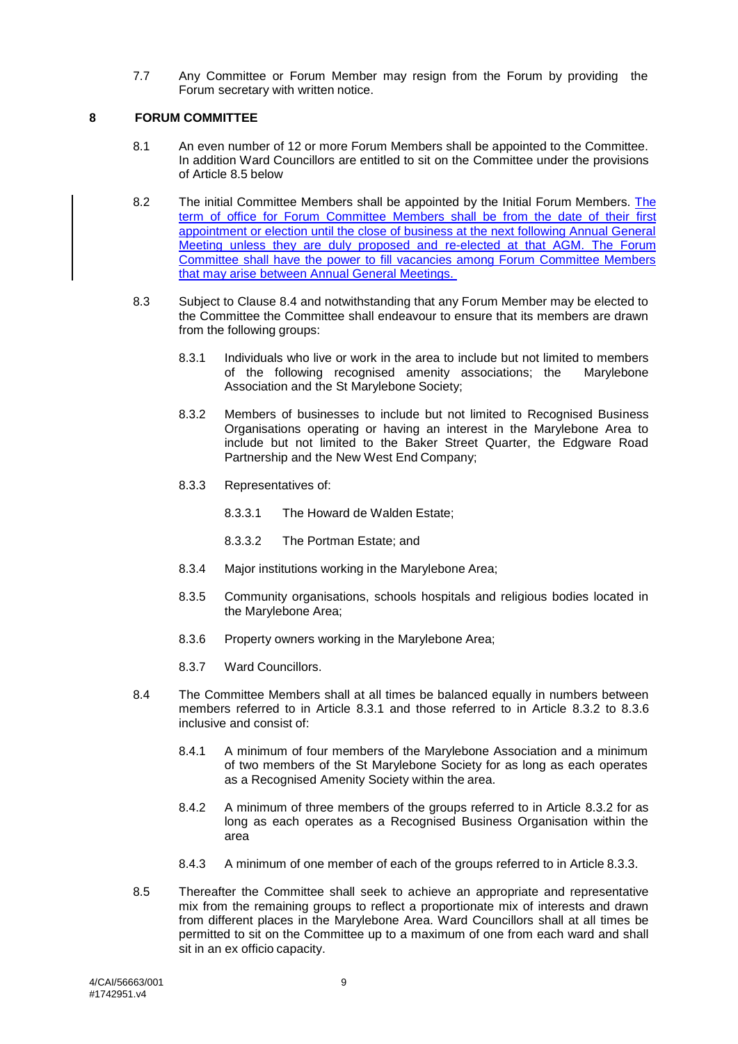7.7 Any Committee or Forum Member may resign from the Forum by providing the Forum secretary with written notice.

## 8 FORUM COMMITTEE

8.1 An even number of 12 or more Forum Members shall be appointed to the Committee. In addition Ward Councillors are entitled to sit on the Committee under the provisions of Article 8.5 below

8.2 The initial Committee Members shall be appointed by the Initial Forum Members. The term of office for Forum Committee Members shall be from the date of their first appointment or election until the close of business at the next following Annual General Meeting unless they are duly proposed and re-elected at that AGM. The Forum Committee shall have the power to fill vacancies among Forum Committee Members that may arise between Annual General Meetings.

8.3 Subject to Clause 8.4 and notwithstanding that any Forum Member may be elected to the Committee the Committee shall endeavour to ensure that its members are drawn from the following groups:

8.3.1 Individuals who live or work in the area to include but not limited to members of the following recognised amenity associations; the Marylebone Association and the St Marylebone Society;

8.3.2 Members of businesses to include but not limited to Recognised Business Organisations operating or having an interest in the Marylebone Area to include but not limited to the Baker Street Quarter, the Edgware Road Partnership and the New West End Company;

8.3.3 Representatives of:

8.3.3.1 The Howard de Walden Estate;

8.3.3.2 The Portman Estate; and

8.3.4 Major institutions working in the Marylebone Area;

8.3.5 Community organisations, schools hospitals and religious bodies located in the Marylebone Area;

8.3.6 Property owners working in the Marylebone Area;

8.3.7 Ward Councillors.

8.4 The Committee Members shall at all times be balanced equally in numbers between members referred to in Article 8.3.1 and those referred to in Article 8.3.2 to 8.3.6 inclusive and consist of:

8.4.1 A minimum of four members of the Marylebone Association and a minimum of two members of the St Marylebone Society for as long as each operates as a Recognised Amenity Society within the area.

8.4.2 A minimum of three members of the groups referred to in Article 8.3.2 for as long as each operates as a Recognised Business Organisation within the area

8.4.3 A minimum of one member of each of the groups referred to in Article 8.3.3.

8.5 Thereafter the Committee shall seek to achieve an appropriate and representative mix from the remaining groups to reflect a proportionate mix of interests and drawn from different places in the Marylebone Area. Ward Councillors shall at all times be permitted to sit on the Committee up to a maximum of one from each ward and shall sit in an ex officio capacity.

4/CAI/56663/001
#1742951.v4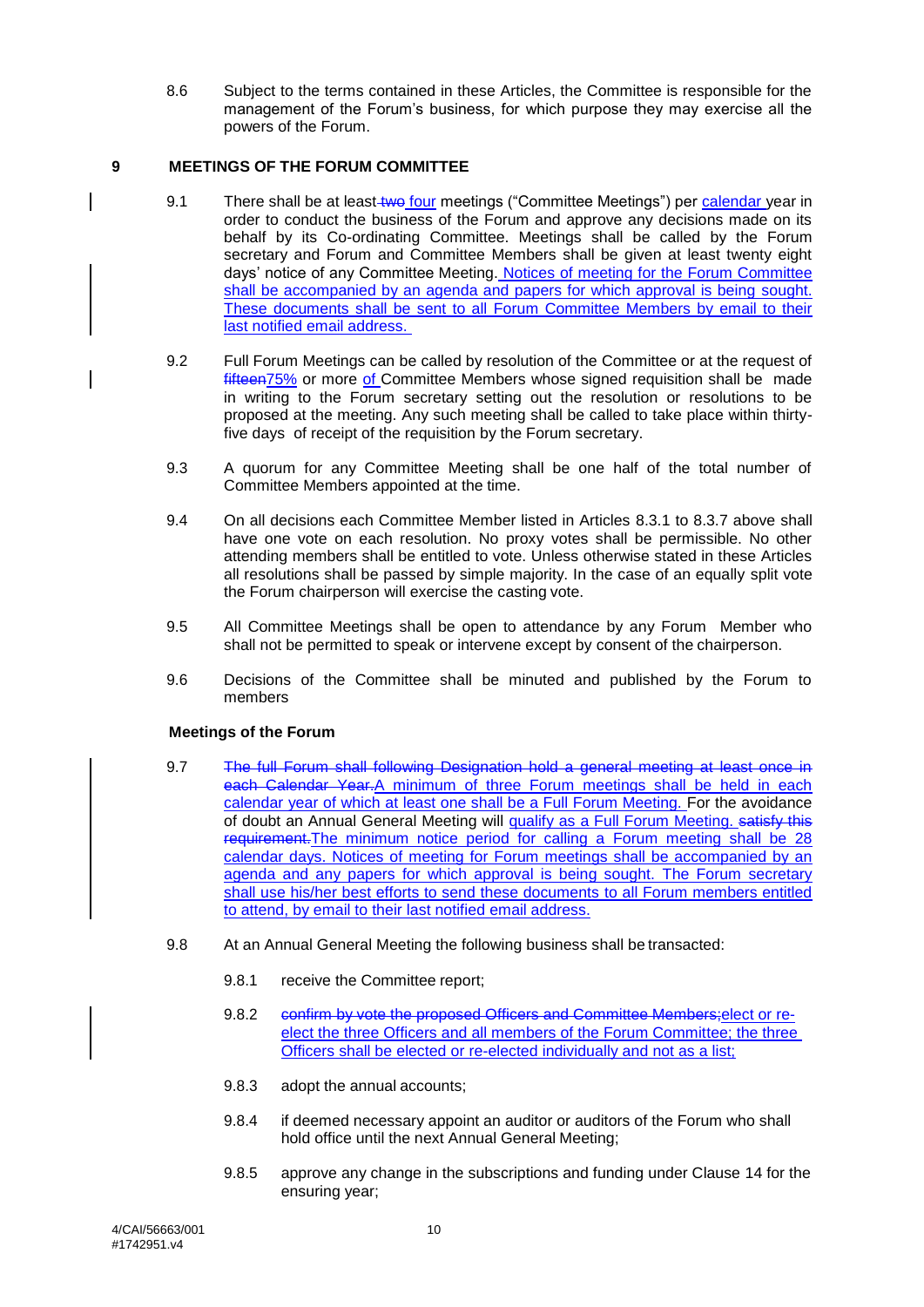8.6 Subject to the terms contained in these Articles, the Committee is responsible for the management of the Forum's business, for which purpose they may exercise all the powers of the Forum.

## 9 MEETINGS OF THE FORUM COMMITTEE

9.1 There shall be at least ~~two~~ four meetings ("Committee Meetings") per calendar year in order to conduct the business of the Forum and approve any decisions made on its behalf by its Co-ordinating Committee. Meetings shall be called by the Forum secretary and Forum and Committee Members shall be given at least twenty eight days' notice of any Committee Meeting. Notices of meeting for the Forum Committee shall be accompanied by an agenda and papers for which approval is being sought. These documents shall be sent to all Forum Committee Members by email to their last notified email address.

9.2 Full Forum Meetings can be called by resolution of the Committee or at the request of ~~fifteen~~75% or more of Committee Members whose signed requisition shall be made in writing to the Forum secretary setting out the resolution or resolutions to be proposed at the meeting. Any such meeting shall be called to take place within thirty-five days of receipt of the requisition by the Forum secretary.

9.3 A quorum for any Committee Meeting shall be one half of the total number of Committee Members appointed at the time.

9.4 On all decisions each Committee Member listed in Articles 8.3.1 to 8.3.7 above shall have one vote on each resolution. No proxy votes shall be permissible. No other attending members shall be entitled to vote. Unless otherwise stated in these Articles all resolutions shall be passed by simple majority. In the case of an equally split vote the Forum chairperson will exercise the casting vote.

9.5 All Committee Meetings shall be open to attendance by any Forum Member who shall not be permitted to speak or intervene except by consent of the chairperson.

9.6 Decisions of the Committee shall be minuted and published by the Forum to members

### Meetings of the Forum

9.7 ~~The full Forum shall following Designation hold a general meeting at least once in each Calendar Year.~~A minimum of three Forum meetings shall be held in each calendar year of which at least one shall be a Full Forum Meeting. For the avoidance of doubt an Annual General Meeting will qualify as a Full Forum Meeting. ~~satisfy this requirement.~~The minimum notice period for calling a Forum meeting shall be 28 calendar days. Notices of meeting for Forum meetings shall be accompanied by an agenda and any papers for which approval is being sought. The Forum secretary shall use his/her best efforts to send these documents to all Forum members entitled to attend, by email to their last notified email address.

9.8 At an Annual General Meeting the following business shall be transacted:

9.8.1 receive the Committee report;

9.8.2 ~~confirm by vote the proposed Officers and Committee Members;~~elect or re-elect the three Officers and all members of the Forum Committee; the three Officers shall be elected or re-elected individually and not as a list;

9.8.3 adopt the annual accounts;

9.8.4 if deemed necessary appoint an auditor or auditors of the Forum who shall hold office until the next Annual General Meeting;

9.8.5 approve any change in the subscriptions and funding under Clause 14 for the ensuing year;

4/CAI/56663/001
#1742951.v4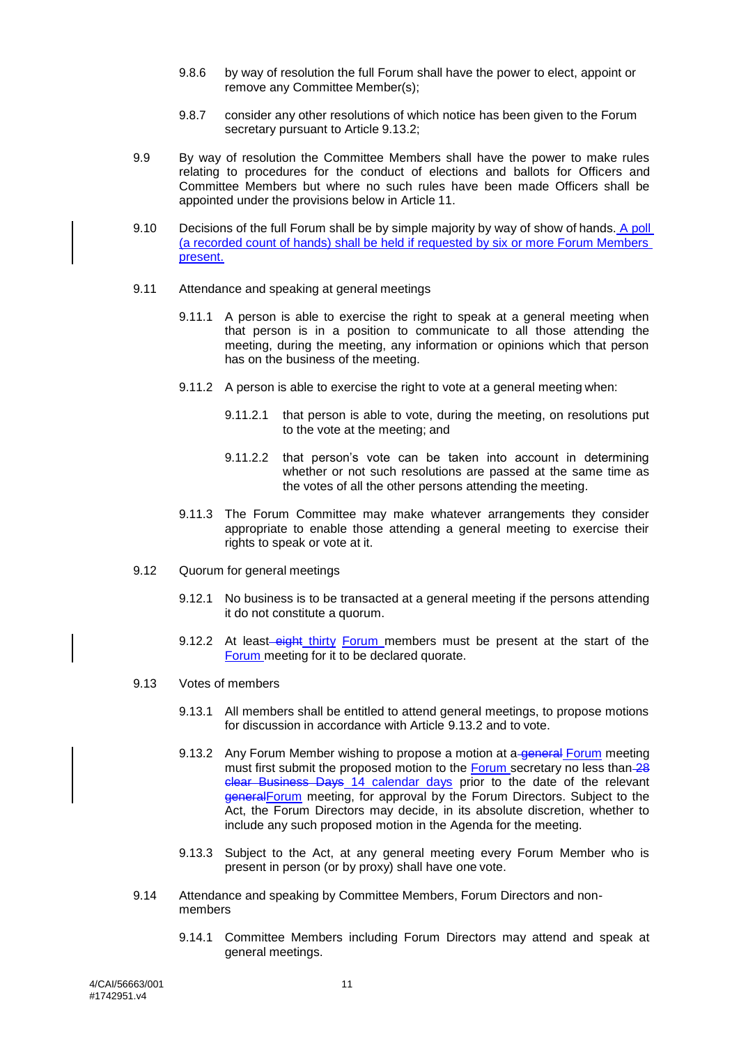9.8.6 by way of resolution the full Forum shall have the power to elect, appoint or remove any Committee Member(s);

9.8.7 consider any other resolutions of which notice has been given to the Forum secretary pursuant to Article 9.13.2;

9.9 By way of resolution the Committee Members shall have the power to make rules relating to procedures for the conduct of elections and ballots for Officers and Committee Members but where no such rules have been made Officers shall be appointed under the provisions below in Article 11.

9.10 Decisions of the full Forum shall be by simple majority by way of show of hands. A poll (a recorded count of hands) shall be held if requested by six or more Forum Members present.

9.11 Attendance and speaking at general meetings

9.11.1 A person is able to exercise the right to speak at a general meeting when that person is in a position to communicate to all those attending the meeting, during the meeting, any information or opinions which that person has on the business of the meeting.

9.11.2 A person is able to exercise the right to vote at a general meeting when:

9.11.2.1 that person is able to vote, during the meeting, on resolutions put to the vote at the meeting; and

9.11.2.2 that person's vote can be taken into account in determining whether or not such resolutions are passed at the same time as the votes of all the other persons attending the meeting.

9.11.3 The Forum Committee may make whatever arrangements they consider appropriate to enable those attending a general meeting to exercise their rights to speak or vote at it.

9.12 Quorum for general meetings

9.12.1 No business is to be transacted at a general meeting if the persons attending it do not constitute a quorum.

9.12.2 At least ~~eight~~ thirty Forum members must be present at the start of the Forum meeting for it to be declared quorate.

9.13 Votes of members

9.13.1 All members shall be entitled to attend general meetings, to propose motions for discussion in accordance with Article 9.13.2 and to vote.

9.13.2 Any Forum Member wishing to propose a motion at a ~~general~~ Forum meeting must first submit the proposed motion to the Forum secretary no less than ~~28 clear Business Days~~ 14 calendar days prior to the date of the relevant ~~general~~Forum meeting, for approval by the Forum Directors. Subject to the Act, the Forum Directors may decide, in its absolute discretion, whether to include any such proposed motion in the Agenda for the meeting.

9.13.3 Subject to the Act, at any general meeting every Forum Member who is present in person (or by proxy) shall have one vote.

9.14 Attendance and speaking by Committee Members, Forum Directors and non-members

9.14.1 Committee Members including Forum Directors may attend and speak at general meetings.

4/CAI/56663/001
#1742951.v4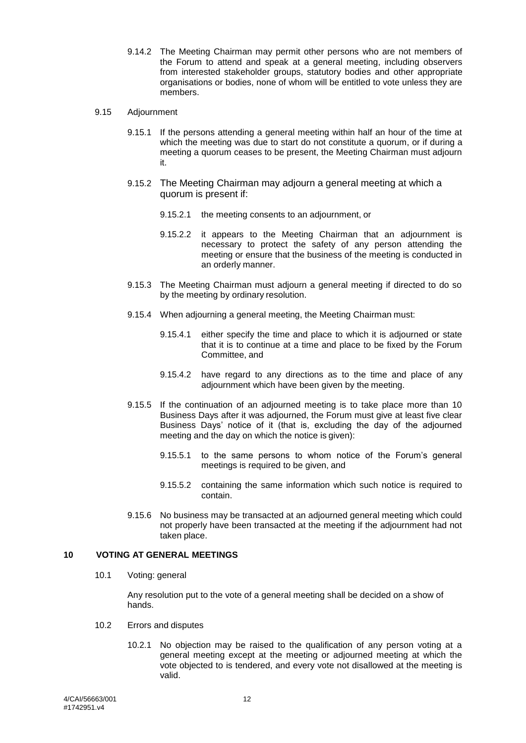9.14.2 The Meeting Chairman may permit other persons who are not members of the Forum to attend and speak at a general meeting, including observers from interested stakeholder groups, statutory bodies and other appropriate organisations or bodies, none of whom will be entitled to vote unless they are members.

9.15 Adjournment

9.15.1 If the persons attending a general meeting within half an hour of the time at which the meeting was due to start do not constitute a quorum, or if during a meeting a quorum ceases to be present, the Meeting Chairman must adjourn it.

9.15.2 The Meeting Chairman may adjourn a general meeting at which a quorum is present if:

9.15.2.1 the meeting consents to an adjournment, or

9.15.2.2 it appears to the Meeting Chairman that an adjournment is necessary to protect the safety of any person attending the meeting or ensure that the business of the meeting is conducted in an orderly manner.

9.15.3 The Meeting Chairman must adjourn a general meeting if directed to do so by the meeting by ordinary resolution.

9.15.4 When adjourning a general meeting, the Meeting Chairman must:

9.15.4.1 either specify the time and place to which it is adjourned or state that it is to continue at a time and place to be fixed by the Forum Committee, and

9.15.4.2 have regard to any directions as to the time and place of any adjournment which have been given by the meeting.

9.15.5 If the continuation of an adjourned meeting is to take place more than 10 Business Days after it was adjourned, the Forum must give at least five clear Business Days' notice of it (that is, excluding the day of the adjourned meeting and the day on which the notice is given):

9.15.5.1 to the same persons to whom notice of the Forum's general meetings is required to be given, and

9.15.5.2 containing the same information which such notice is required to contain.

9.15.6 No business may be transacted at an adjourned general meeting which could not properly have been transacted at the meeting if the adjournment had not taken place.

## 10 VOTING AT GENERAL MEETINGS

10.1 Voting: general

Any resolution put to the vote of a general meeting shall be decided on a show of hands.

10.2 Errors and disputes

10.2.1 No objection may be raised to the qualification of any person voting at a general meeting except at the meeting or adjourned meeting at which the vote objected to is tendered, and every vote not disallowed at the meeting is valid.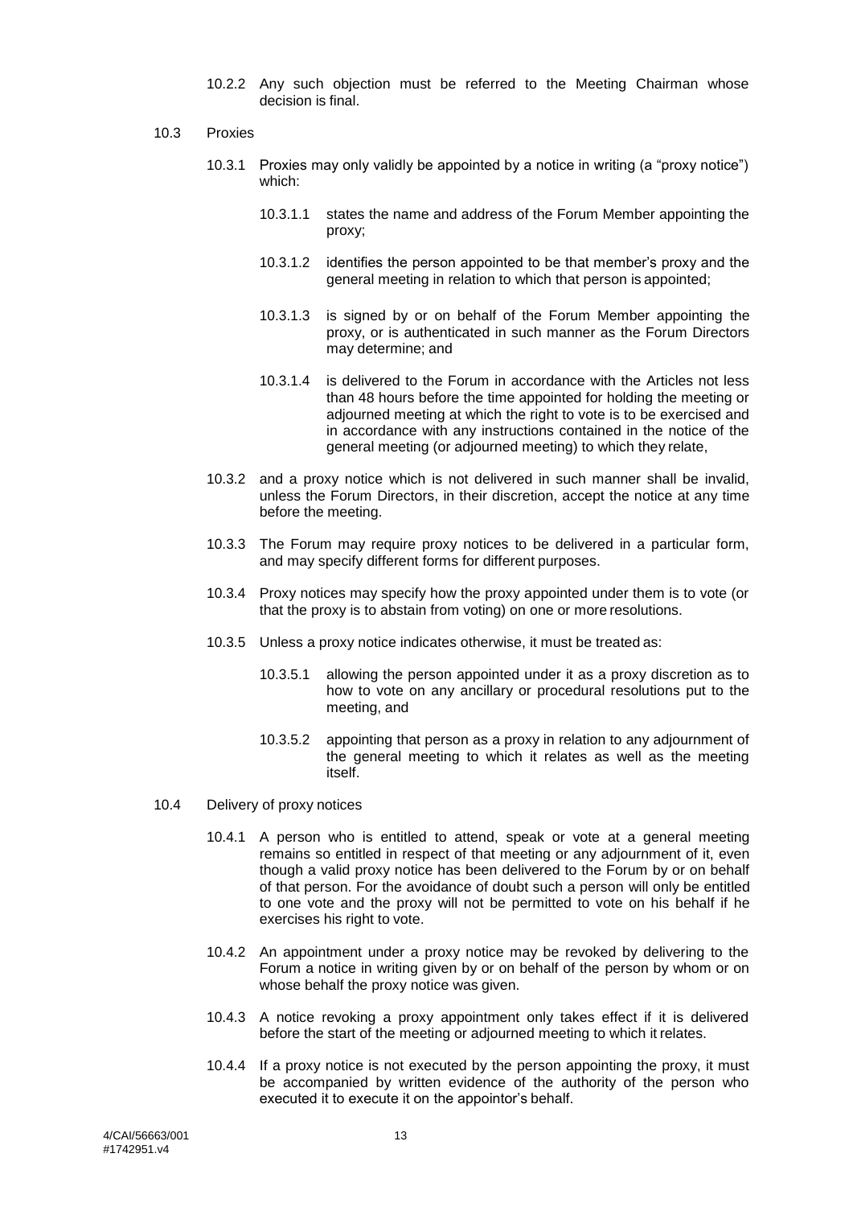10.2.2 Any such objection must be referred to the Meeting Chairman whose decision is final.

10.3 Proxies

10.3.1 Proxies may only validly be appointed by a notice in writing (a "proxy notice") which:

10.3.1.1 states the name and address of the Forum Member appointing the proxy;

10.3.1.2 identifies the person appointed to be that member's proxy and the general meeting in relation to which that person is appointed;

10.3.1.3 is signed by or on behalf of the Forum Member appointing the proxy, or is authenticated in such manner as the Forum Directors may determine; and

10.3.1.4 is delivered to the Forum in accordance with the Articles not less than 48 hours before the time appointed for holding the meeting or adjourned meeting at which the right to vote is to be exercised and in accordance with any instructions contained in the notice of the general meeting (or adjourned meeting) to which they relate,

10.3.2 and a proxy notice which is not delivered in such manner shall be invalid, unless the Forum Directors, in their discretion, accept the notice at any time before the meeting.

10.3.3 The Forum may require proxy notices to be delivered in a particular form, and may specify different forms for different purposes.

10.3.4 Proxy notices may specify how the proxy appointed under them is to vote (or that the proxy is to abstain from voting) on one or more resolutions.

10.3.5 Unless a proxy notice indicates otherwise, it must be treated as:

10.3.5.1 allowing the person appointed under it as a proxy discretion as to how to vote on any ancillary or procedural resolutions put to the meeting, and

10.3.5.2 appointing that person as a proxy in relation to any adjournment of the general meeting to which it relates as well as the meeting itself.

10.4 Delivery of proxy notices

10.4.1 A person who is entitled to attend, speak or vote at a general meeting remains so entitled in respect of that meeting or any adjournment of it, even though a valid proxy notice has been delivered to the Forum by or on behalf of that person. For the avoidance of doubt such a person will only be entitled to one vote and the proxy will not be permitted to vote on his behalf if he exercises his right to vote.

10.4.2 An appointment under a proxy notice may be revoked by delivering to the Forum a notice in writing given by or on behalf of the person by whom or on whose behalf the proxy notice was given.

10.4.3 A notice revoking a proxy appointment only takes effect if it is delivered before the start of the meeting or adjourned meeting to which it relates.

10.4.4 If a proxy notice is not executed by the person appointing the proxy, it must be accompanied by written evidence of the authority of the person who executed it to execute it on the appointor's behalf.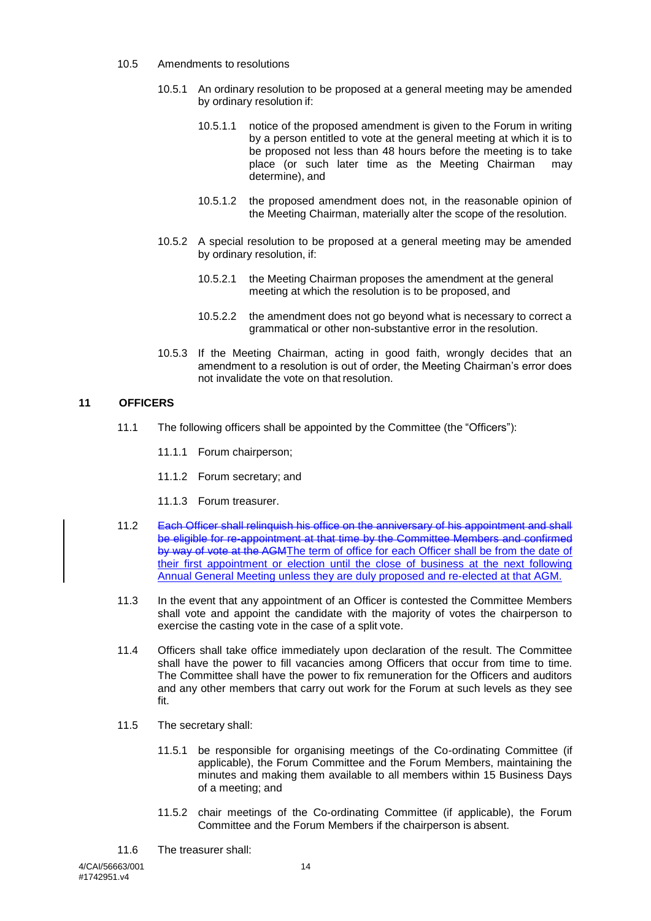10.5 Amendments to resolutions

10.5.1 An ordinary resolution to be proposed at a general meeting may be amended by ordinary resolution if:

10.5.1.1 notice of the proposed amendment is given to the Forum in writing by a person entitled to vote at the general meeting at which it is to be proposed not less than 48 hours before the meeting is to take place (or such later time as the Meeting Chairman may determine), and

10.5.1.2 the proposed amendment does not, in the reasonable opinion of the Meeting Chairman, materially alter the scope of the resolution.

10.5.2 A special resolution to be proposed at a general meeting may be amended by ordinary resolution, if:

10.5.2.1 the Meeting Chairman proposes the amendment at the general meeting at which the resolution is to be proposed, and

10.5.2.2 the amendment does not go beyond what is necessary to correct a grammatical or other non-substantive error in the resolution.

10.5.3 If the Meeting Chairman, acting in good faith, wrongly decides that an amendment to a resolution is out of order, the Meeting Chairman's error does not invalidate the vote on that resolution.

## 11 OFFICERS

11.1 The following officers shall be appointed by the Committee (the "Officers"):

11.1.1 Forum chairperson;

11.1.2 Forum secretary; and

11.1.3 Forum treasurer.

11.2 ~~Each Officer shall relinquish his office on the anniversary of his appointment and shall be eligible for re-appointment at that time by the Committee Members and confirmed by way of vote at the AGM~~The term of office for each Officer shall be from the date of their first appointment or election until the close of business at the next following Annual General Meeting unless they are duly proposed and re-elected at that AGM.

11.3 In the event that any appointment of an Officer is contested the Committee Members shall vote and appoint the candidate with the majority of votes the chairperson to exercise the casting vote in the case of a split vote.

11.4 Officers shall take office immediately upon declaration of the result. The Committee shall have the power to fill vacancies among Officers that occur from time to time. The Committee shall have the power to fix remuneration for the Officers and auditors and any other members that carry out work for the Forum at such levels as they see fit.

11.5 The secretary shall:

11.5.1 be responsible for organising meetings of the Co-ordinating Committee (if applicable), the Forum Committee and the Forum Members, maintaining the minutes and making them available to all members within 15 Business Days of a meeting; and

11.5.2 chair meetings of the Co-ordinating Committee (if applicable), the Forum Committee and the Forum Members if the chairperson is absent.

11.6 The treasurer shall: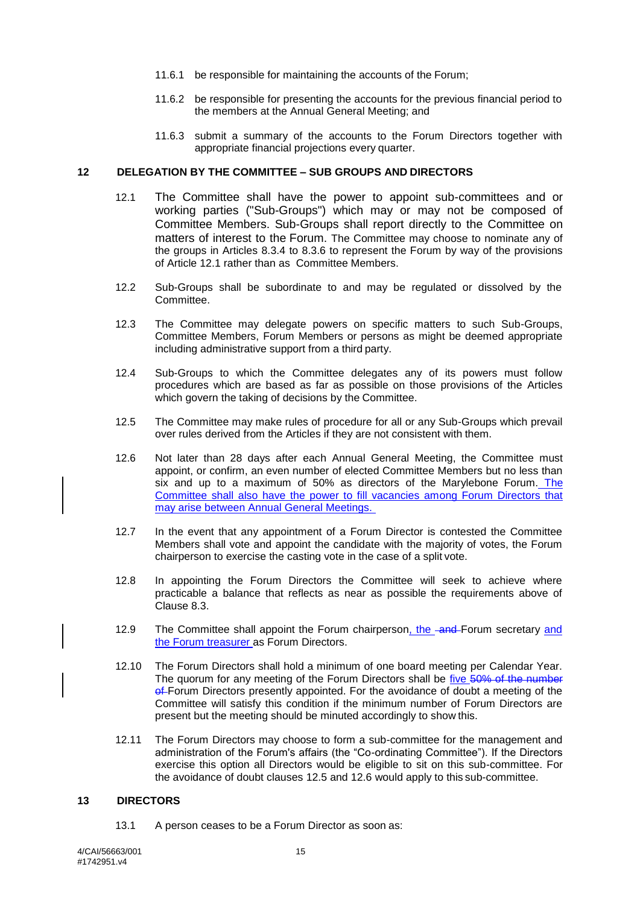11.6.1 be responsible for maintaining the accounts of the Forum;

11.6.2 be responsible for presenting the accounts for the previous financial period to the members at the Annual General Meeting; and

11.6.3 submit a summary of the accounts to the Forum Directors together with appropriate financial projections every quarter.

## 12 DELEGATION BY THE COMMITTEE – SUB GROUPS AND DIRECTORS

12.1 The Committee shall have the power to appoint sub-committees and or working parties ("Sub-Groups") which may or may not be composed of Committee Members. Sub-Groups shall report directly to the Committee on matters of interest to the Forum. The Committee may choose to nominate any of the groups in Articles 8.3.4 to 8.3.6 to represent the Forum by way of the provisions of Article 12.1 rather than as Committee Members.

12.2 Sub-Groups shall be subordinate to and may be regulated or dissolved by the Committee.

12.3 The Committee may delegate powers on specific matters to such Sub-Groups, Committee Members, Forum Members or persons as might be deemed appropriate including administrative support from a third party.

12.4 Sub-Groups to which the Committee delegates any of its powers must follow procedures which are based as far as possible on those provisions of the Articles which govern the taking of decisions by the Committee.

12.5 The Committee may make rules of procedure for all or any Sub-Groups which prevail over rules derived from the Articles if they are not consistent with them.

12.6 Not later than 28 days after each Annual General Meeting, the Committee must appoint, or confirm, an even number of elected Committee Members but no less than six and up to a maximum of 50% as directors of the Marylebone Forum. The Committee shall also have the power to fill vacancies among Forum Directors that may arise between Annual General Meetings.

12.7 In the event that any appointment of a Forum Director is contested the Committee Members shall vote and appoint the candidate with the majority of votes, the Forum chairperson to exercise the casting vote in the case of a split vote.

12.8 In appointing the Forum Directors the Committee will seek to achieve where practicable a balance that reflects as near as possible the requirements above of Clause 8.3.

12.9 The Committee shall appoint the Forum chairperson, the ~~and~~ Forum secretary and the Forum treasurer as Forum Directors.

12.10 The Forum Directors shall hold a minimum of one board meeting per Calendar Year. The quorum for any meeting of the Forum Directors shall be five ~~50% of the number of~~ Forum Directors presently appointed. For the avoidance of doubt a meeting of the Committee will satisfy this condition if the minimum number of Forum Directors are present but the meeting should be minuted accordingly to show this.

12.11 The Forum Directors may choose to form a sub-committee for the management and administration of the Forum's affairs (the "Co-ordinating Committee"). If the Directors exercise this option all Directors would be eligible to sit on this sub-committee. For the avoidance of doubt clauses 12.5 and 12.6 would apply to this sub-committee.

## 13 DIRECTORS

13.1 A person ceases to be a Forum Director as soon as: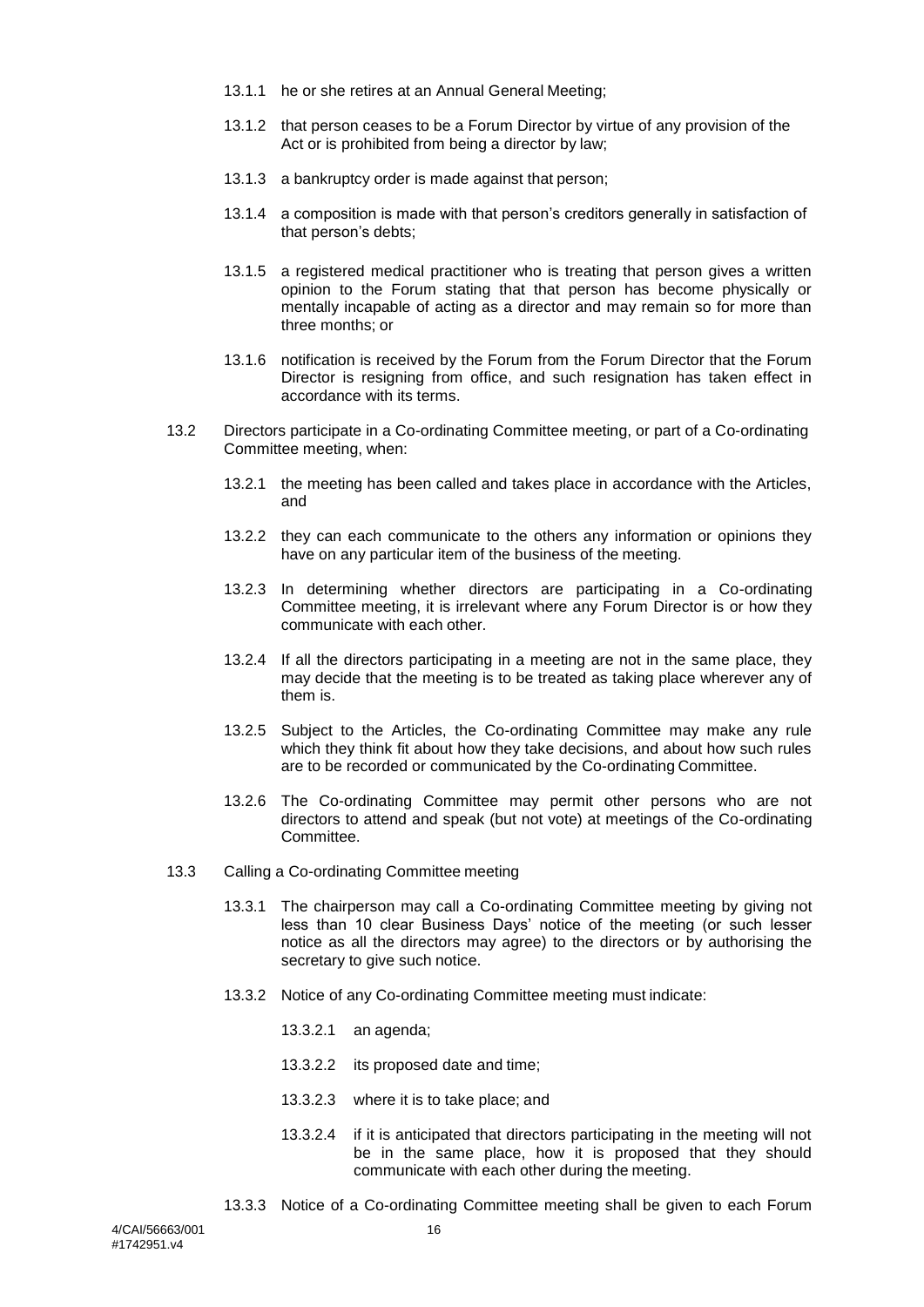13.1.1 he or she retires at an Annual General Meeting;

13.1.2 that person ceases to be a Forum Director by virtue of any provision of the Act or is prohibited from being a director by law;

13.1.3 a bankruptcy order is made against that person;

13.1.4 a composition is made with that person's creditors generally in satisfaction of that person's debts;

13.1.5 a registered medical practitioner who is treating that person gives a written opinion to the Forum stating that that person has become physically or mentally incapable of acting as a director and may remain so for more than three months; or

13.1.6 notification is received by the Forum from the Forum Director that the Forum Director is resigning from office, and such resignation has taken effect in accordance with its terms.

13.2 Directors participate in a Co-ordinating Committee meeting, or part of a Co-ordinating Committee meeting, when:

13.2.1 the meeting has been called and takes place in accordance with the Articles, and

13.2.2 they can each communicate to the others any information or opinions they have on any particular item of the business of the meeting.

13.2.3 In determining whether directors are participating in a Co-ordinating Committee meeting, it is irrelevant where any Forum Director is or how they communicate with each other.

13.2.4 If all the directors participating in a meeting are not in the same place, they may decide that the meeting is to be treated as taking place wherever any of them is.

13.2.5 Subject to the Articles, the Co-ordinating Committee may make any rule which they think fit about how they take decisions, and about how such rules are to be recorded or communicated by the Co-ordinating Committee.

13.2.6 The Co-ordinating Committee may permit other persons who are not directors to attend and speak (but not vote) at meetings of the Co-ordinating Committee.

13.3 Calling a Co-ordinating Committee meeting

13.3.1 The chairperson may call a Co-ordinating Committee meeting by giving not less than 10 clear Business Days' notice of the meeting (or such lesser notice as all the directors may agree) to the directors or by authorising the secretary to give such notice.

13.3.2 Notice of any Co-ordinating Committee meeting must indicate:

13.3.2.1 an agenda;

13.3.2.2 its proposed date and time;

13.3.2.3 where it is to take place; and

13.3.2.4 if it is anticipated that directors participating in the meeting will not be in the same place, how it is proposed that they should communicate with each other during the meeting.

13.3.3 Notice of a Co-ordinating Committee meeting shall be given to each Forum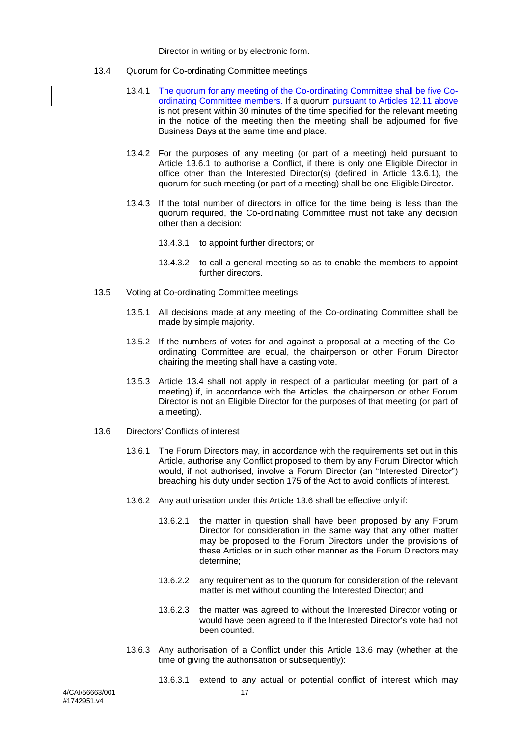Director in writing or by electronic form.

13.4 Quorum for Co-ordinating Committee meetings

13.4.1 The quorum for any meeting of the Co-ordinating Committee shall be five Co-ordinating Committee members. If a quorum ~~pursuant to Articles 12.11 above~~ is not present within 30 minutes of the time specified for the relevant meeting in the notice of the meeting then the meeting shall be adjourned for five Business Days at the same time and place.

13.4.2 For the purposes of any meeting (or part of a meeting) held pursuant to Article 13.6.1 to authorise a Conflict, if there is only one Eligible Director in office other than the Interested Director(s) (defined in Article 13.6.1), the quorum for such meeting (or part of a meeting) shall be one Eligible Director.

13.4.3 If the total number of directors in office for the time being is less than the quorum required, the Co-ordinating Committee must not take any decision other than a decision:

13.4.3.1 to appoint further directors; or

13.4.3.2 to call a general meeting so as to enable the members to appoint further directors.

13.5 Voting at Co-ordinating Committee meetings

13.5.1 All decisions made at any meeting of the Co-ordinating Committee shall be made by simple majority.

13.5.2 If the numbers of votes for and against a proposal at a meeting of the Co-ordinating Committee are equal, the chairperson or other Forum Director chairing the meeting shall have a casting vote.

13.5.3 Article 13.4 shall not apply in respect of a particular meeting (or part of a meeting) if, in accordance with the Articles, the chairperson or other Forum Director is not an Eligible Director for the purposes of that meeting (or part of a meeting).

13.6 Directors' Conflicts of interest

13.6.1 The Forum Directors may, in accordance with the requirements set out in this Article, authorise any Conflict proposed to them by any Forum Director which would, if not authorised, involve a Forum Director (an "Interested Director") breaching his duty under section 175 of the Act to avoid conflicts of interest.

13.6.2 Any authorisation under this Article 13.6 shall be effective only if:

13.6.2.1 the matter in question shall have been proposed by any Forum Director for consideration in the same way that any other matter may be proposed to the Forum Directors under the provisions of these Articles or in such other manner as the Forum Directors may determine;

13.6.2.2 any requirement as to the quorum for consideration of the relevant matter is met without counting the Interested Director; and

13.6.2.3 the matter was agreed to without the Interested Director voting or would have been agreed to if the Interested Director's vote had not been counted.

13.6.3 Any authorisation of a Conflict under this Article 13.6 may (whether at the time of giving the authorisation or subsequently):

13.6.3.1 extend to any actual or potential conflict of interest which may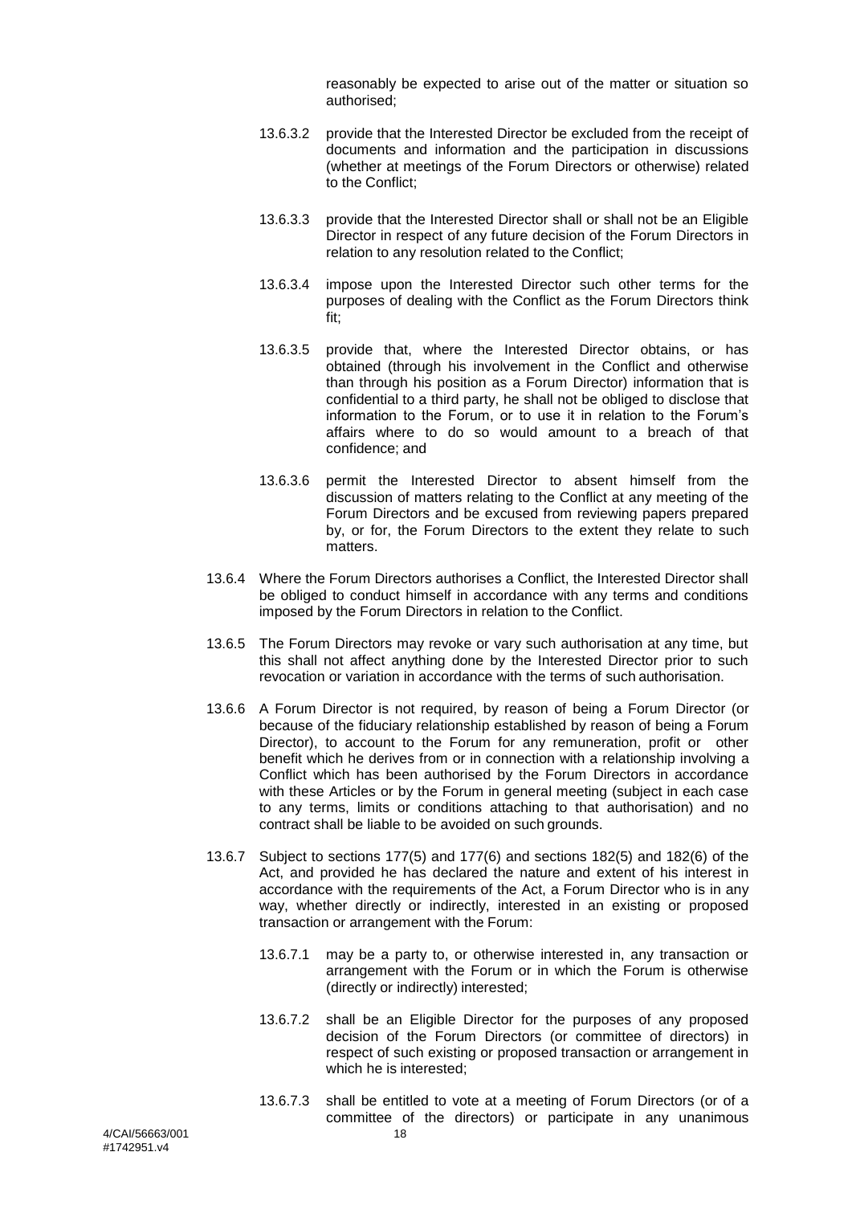reasonably be expected to arise out of the matter or situation so authorised;

13.6.3.2 provide that the Interested Director be excluded from the receipt of documents and information and the participation in discussions (whether at meetings of the Forum Directors or otherwise) related to the Conflict;

13.6.3.3 provide that the Interested Director shall or shall not be an Eligible Director in respect of any future decision of the Forum Directors in relation to any resolution related to the Conflict;

13.6.3.4 impose upon the Interested Director such other terms for the purposes of dealing with the Conflict as the Forum Directors think fit;

13.6.3.5 provide that, where the Interested Director obtains, or has obtained (through his involvement in the Conflict and otherwise than through his position as a Forum Director) information that is confidential to a third party, he shall not be obliged to disclose that information to the Forum, or to use it in relation to the Forum's affairs where to do so would amount to a breach of that confidence; and

13.6.3.6 permit the Interested Director to absent himself from the discussion of matters relating to the Conflict at any meeting of the Forum Directors and be excused from reviewing papers prepared by, or for, the Forum Directors to the extent they relate to such matters.

13.6.4 Where the Forum Directors authorises a Conflict, the Interested Director shall be obliged to conduct himself in accordance with any terms and conditions imposed by the Forum Directors in relation to the Conflict.

13.6.5 The Forum Directors may revoke or vary such authorisation at any time, but this shall not affect anything done by the Interested Director prior to such revocation or variation in accordance with the terms of such authorisation.

13.6.6 A Forum Director is not required, by reason of being a Forum Director (or because of the fiduciary relationship established by reason of being a Forum Director), to account to the Forum for any remuneration, profit or other benefit which he derives from or in connection with a relationship involving a Conflict which has been authorised by the Forum Directors in accordance with these Articles or by the Forum in general meeting (subject in each case to any terms, limits or conditions attaching to that authorisation) and no contract shall be liable to be avoided on such grounds.

13.6.7 Subject to sections 177(5) and 177(6) and sections 182(5) and 182(6) of the Act, and provided he has declared the nature and extent of his interest in accordance with the requirements of the Act, a Forum Director who is in any way, whether directly or indirectly, interested in an existing or proposed transaction or arrangement with the Forum:

13.6.7.1 may be a party to, or otherwise interested in, any transaction or arrangement with the Forum or in which the Forum is otherwise (directly or indirectly) interested;

13.6.7.2 shall be an Eligible Director for the purposes of any proposed decision of the Forum Directors (or committee of directors) in respect of such existing or proposed transaction or arrangement in which he is interested;

13.6.7.3 shall be entitled to vote at a meeting of Forum Directors (or of a committee of the directors) or participate in any unanimous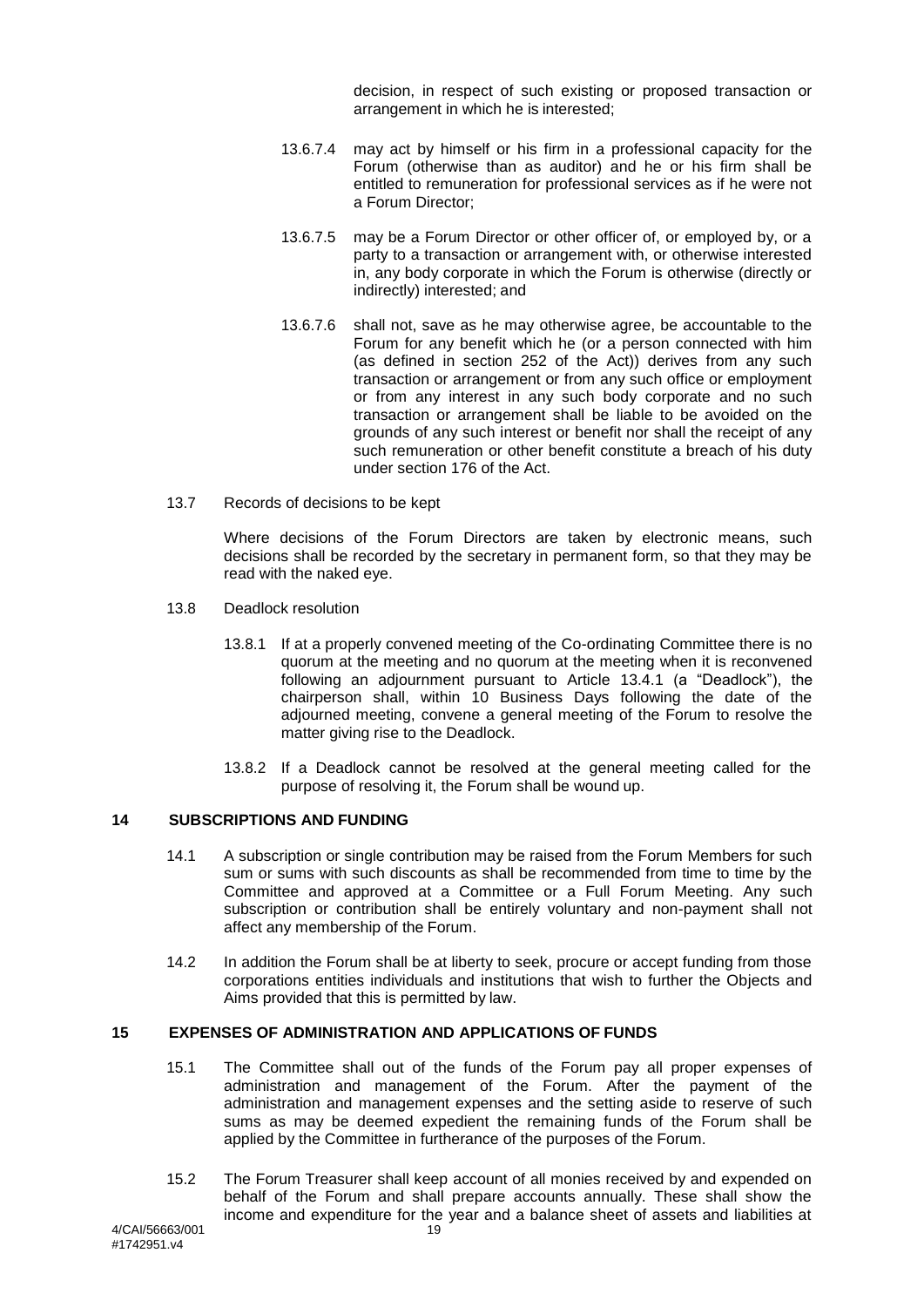decision, in respect of such existing or proposed transaction or arrangement in which he is interested;

13.6.7.4 may act by himself or his firm in a professional capacity for the Forum (otherwise than as auditor) and he or his firm shall be entitled to remuneration for professional services as if he were not a Forum Director;

13.6.7.5 may be a Forum Director or other officer of, or employed by, or a party to a transaction or arrangement with, or otherwise interested in, any body corporate in which the Forum is otherwise (directly or indirectly) interested; and

13.6.7.6 shall not, save as he may otherwise agree, be accountable to the Forum for any benefit which he (or a person connected with him (as defined in section 252 of the Act)) derives from any such transaction or arrangement or from any such office or employment or from any interest in any such body corporate and no such transaction or arrangement shall be liable to be avoided on the grounds of any such interest or benefit nor shall the receipt of any such remuneration or other benefit constitute a breach of his duty under section 176 of the Act.

13.7 Records of decisions to be kept

Where decisions of the Forum Directors are taken by electronic means, such decisions shall be recorded by the secretary in permanent form, so that they may be read with the naked eye.

13.8 Deadlock resolution

13.8.1 If at a properly convened meeting of the Co-ordinating Committee there is no quorum at the meeting and no quorum at the meeting when it is reconvened following an adjournment pursuant to Article 13.4.1 (a "Deadlock"), the chairperson shall, within 10 Business Days following the date of the adjourned meeting, convene a general meeting of the Forum to resolve the matter giving rise to the Deadlock.

13.8.2 If a Deadlock cannot be resolved at the general meeting called for the purpose of resolving it, the Forum shall be wound up.

## 14 SUBSCRIPTIONS AND FUNDING

14.1 A subscription or single contribution may be raised from the Forum Members for such sum or sums with such discounts as shall be recommended from time to time by the Committee and approved at a Committee or a Full Forum Meeting. Any such subscription or contribution shall be entirely voluntary and non-payment shall not affect any membership of the Forum.

14.2 In addition the Forum shall be at liberty to seek, procure or accept funding from those corporations entities individuals and institutions that wish to further the Objects and Aims provided that this is permitted by law.

## 15 EXPENSES OF ADMINISTRATION AND APPLICATIONS OF FUNDS

15.1 The Committee shall out of the funds of the Forum pay all proper expenses of administration and management of the Forum. After the payment of the administration and management expenses and the setting aside to reserve of such sums as may be deemed expedient the remaining funds of the Forum shall be applied by the Committee in furtherance of the purposes of the Forum.

15.2 The Forum Treasurer shall keep account of all monies received by and expended on behalf of the Forum and shall prepare accounts annually. These shall show the income and expenditure for the year and a balance sheet of assets and liabilities at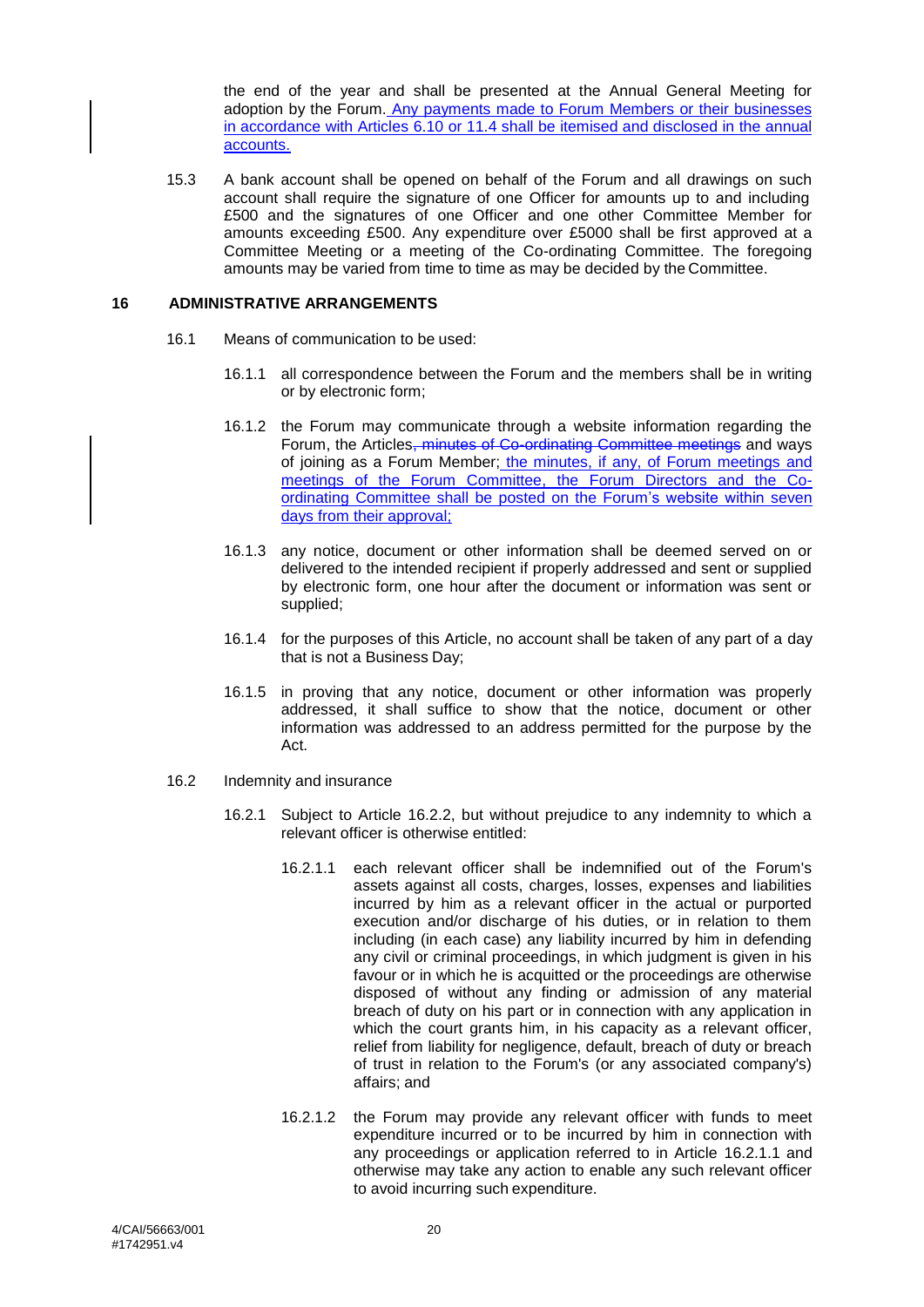the end of the year and shall be presented at the Annual General Meeting for adoption by the Forum. Any payments made to Forum Members or their businesses in accordance with Articles 6.10 or 11.4 shall be itemised and disclosed in the annual accounts.

15.3 A bank account shall be opened on behalf of the Forum and all drawings on such account shall require the signature of one Officer for amounts up to and including £500 and the signatures of one Officer and one other Committee Member for amounts exceeding £500. Any expenditure over £5000 shall be first approved at a Committee Meeting or a meeting of the Co-ordinating Committee. The foregoing amounts may be varied from time to time as may be decided by the Committee.

## 16 ADMINISTRATIVE ARRANGEMENTS

16.1 Means of communication to be used:

16.1.1 all correspondence between the Forum and the members shall be in writing or by electronic form;

16.1.2 the Forum may communicate through a website information regarding the Forum, the Articles~~, minutes of Co-ordinating Committee meetings~~ and ways of joining as a Forum Member; the minutes, if any, of Forum meetings and meetings of the Forum Committee, the Forum Directors and the Co-ordinating Committee shall be posted on the Forum's website within seven days from their approval;

16.1.3 any notice, document or other information shall be deemed served on or delivered to the intended recipient if properly addressed and sent or supplied by electronic form, one hour after the document or information was sent or supplied;

16.1.4 for the purposes of this Article, no account shall be taken of any part of a day that is not a Business Day;

16.1.5 in proving that any notice, document or other information was properly addressed, it shall suffice to show that the notice, document or other information was addressed to an address permitted for the purpose by the Act.

16.2 Indemnity and insurance

16.2.1 Subject to Article 16.2.2, but without prejudice to any indemnity to which a relevant officer is otherwise entitled:

16.2.1.1 each relevant officer shall be indemnified out of the Forum's assets against all costs, charges, losses, expenses and liabilities incurred by him as a relevant officer in the actual or purported execution and/or discharge of his duties, or in relation to them including (in each case) any liability incurred by him in defending any civil or criminal proceedings, in which judgment is given in his favour or in which he is acquitted or the proceedings are otherwise disposed of without any finding or admission of any material breach of duty on his part or in connection with any application in which the court grants him, in his capacity as a relevant officer, relief from liability for negligence, default, breach of duty or breach of trust in relation to the Forum's (or any associated company's) affairs; and

16.2.1.2 the Forum may provide any relevant officer with funds to meet expenditure incurred or to be incurred by him in connection with any proceedings or application referred to in Article 16.2.1.1 and otherwise may take any action to enable any such relevant officer to avoid incurring such expenditure.

4/CAI/56663/001
#1742951.v4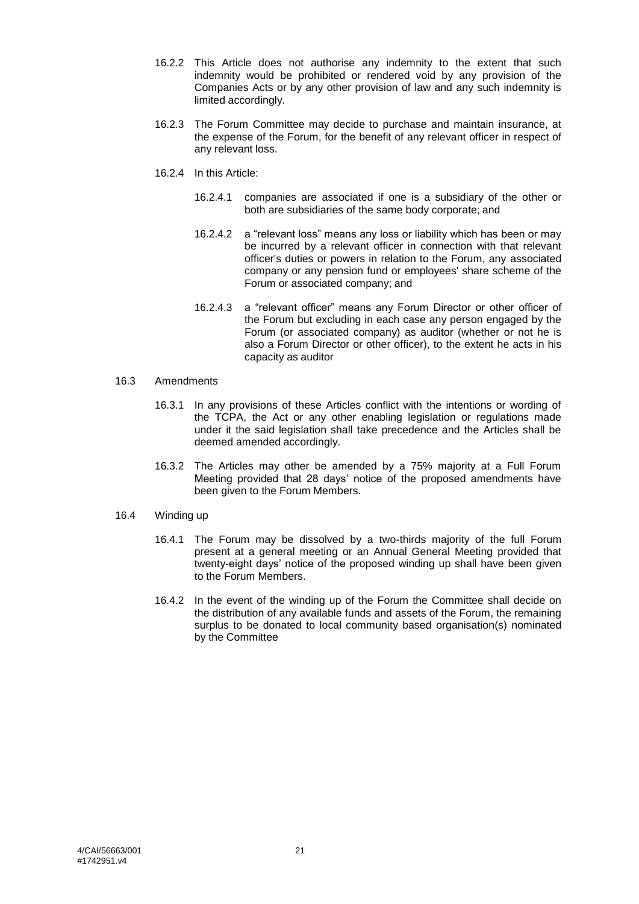16.2.2 This Article does not authorise any indemnity to the extent that such indemnity would be prohibited or rendered void by any provision of the Companies Acts or by any other provision of law and any such indemnity is limited accordingly.

16.2.3 The Forum Committee may decide to purchase and maintain insurance, at the expense of the Forum, for the benefit of any relevant officer in respect of any relevant loss.

16.2.4 In this Article:

16.2.4.1 companies are associated if one is a subsidiary of the other or both are subsidiaries of the same body corporate; and

16.2.4.2 a "relevant loss" means any loss or liability which has been or may be incurred by a relevant officer in connection with that relevant officer's duties or powers in relation to the Forum, any associated company or any pension fund or employees' share scheme of the Forum or associated company; and

16.2.4.3 a "relevant officer" means any Forum Director or other officer of the Forum but excluding in each case any person engaged by the Forum (or associated company) as auditor (whether or not he is also a Forum Director or other officer), to the extent he acts in his capacity as auditor

16.3 Amendments

16.3.1 In any provisions of these Articles conflict with the intentions or wording of the TCPA, the Act or any other enabling legislation or regulations made under it the said legislation shall take precedence and the Articles shall be deemed amended accordingly.

16.3.2 The Articles may other be amended by a 75% majority at a Full Forum Meeting provided that 28 days' notice of the proposed amendments have been given to the Forum Members.

16.4 Winding up

16.4.1 The Forum may be dissolved by a two-thirds majority of the full Forum present at a general meeting or an Annual General Meeting provided that twenty-eight days' notice of the proposed winding up shall have been given to the Forum Members.

16.4.2 In the event of the winding up of the Forum the Committee shall decide on the distribution of any available funds and assets of the Forum, the remaining surplus to be donated to local community based organisation(s) nominated by the Committee

4/CAI/56663/001
#1742951.v4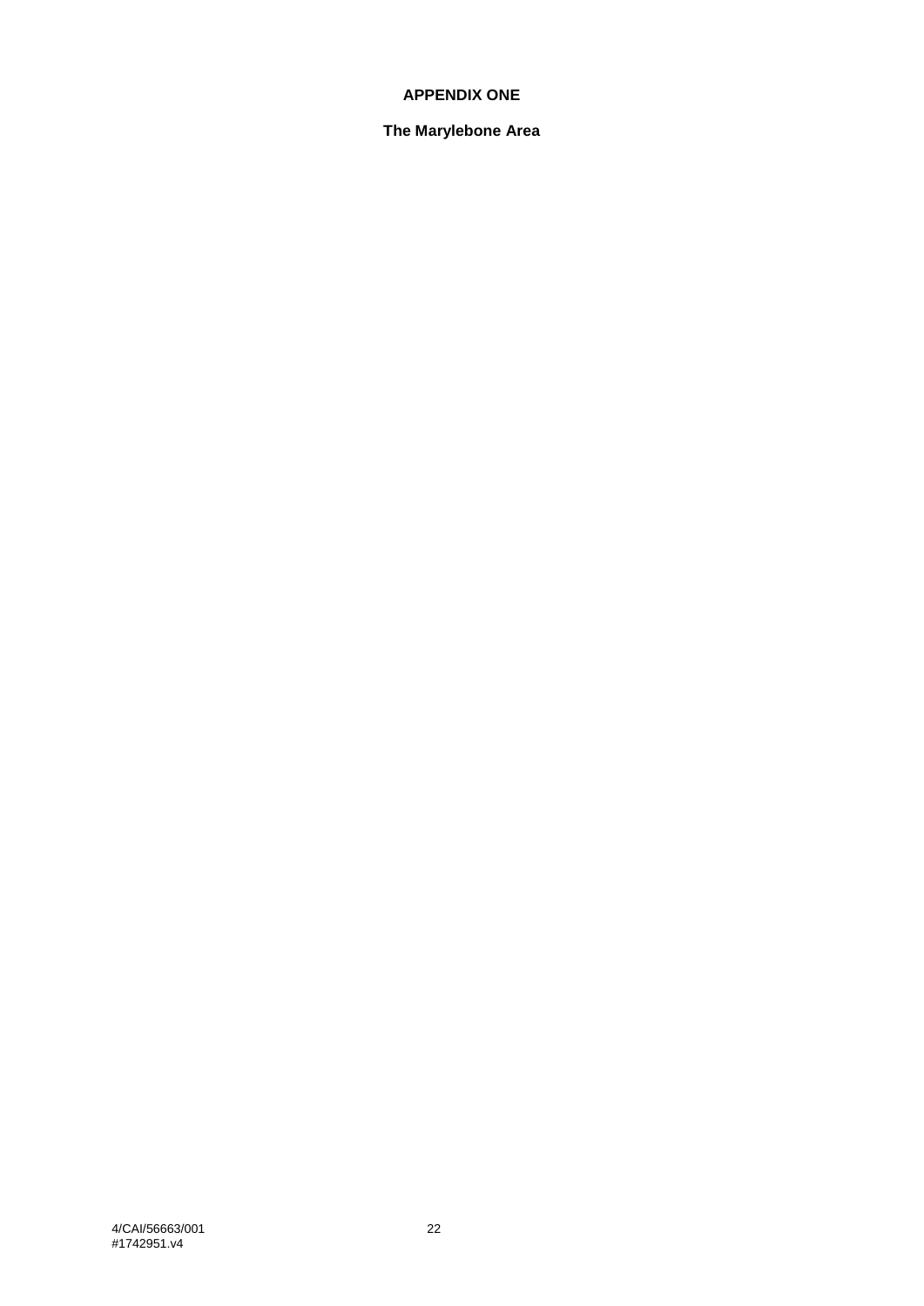**APPENDIX ONE**

**The Marylebone Area**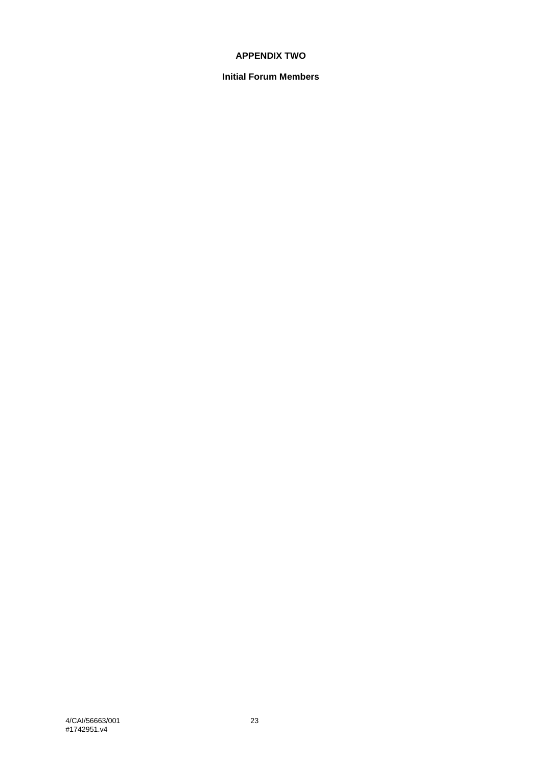# APPENDIX TWO

## Initial Forum Members